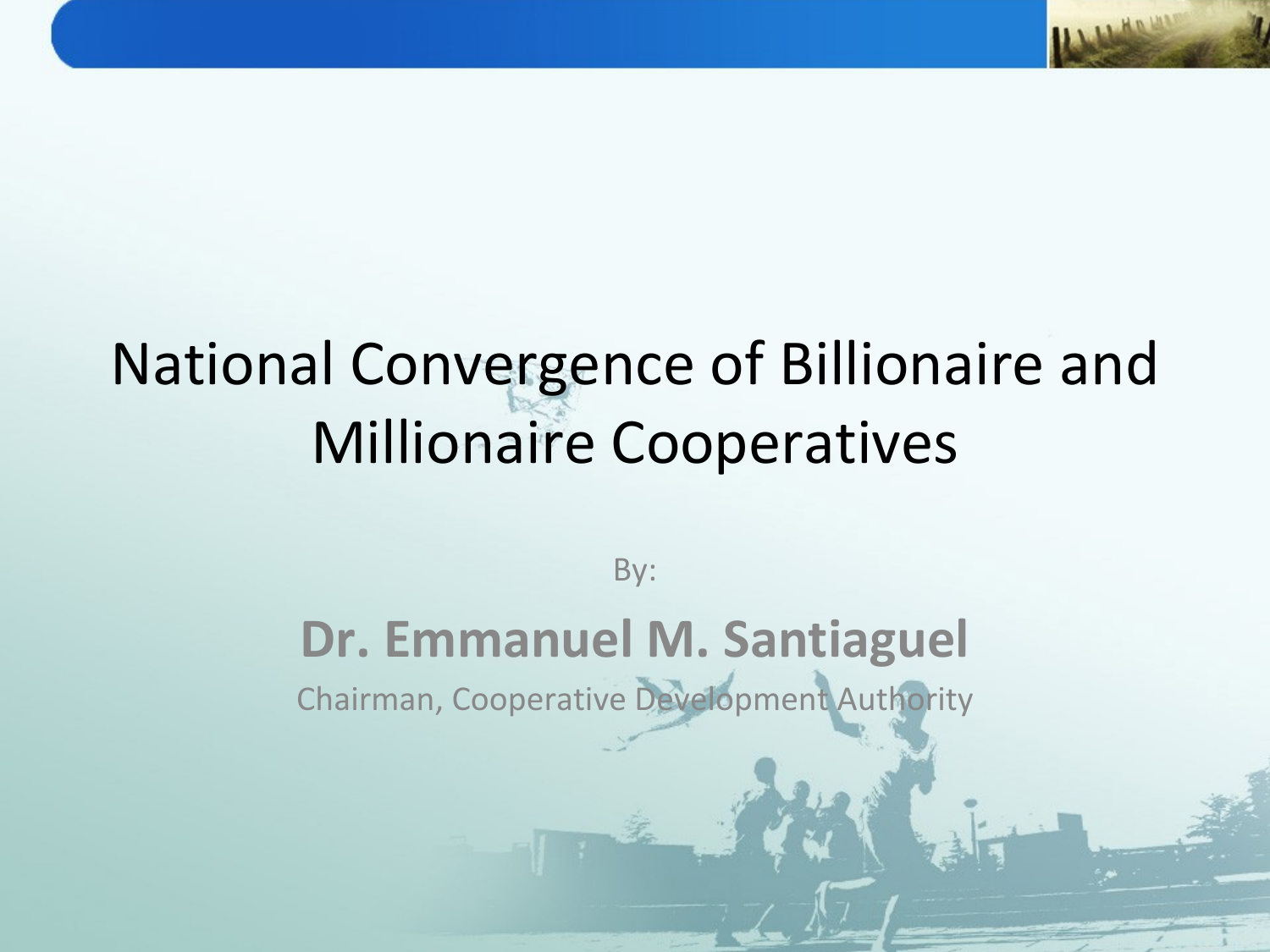# National Convergence of Billionaire and Millionaire Cooperatives

By:

**Dr. Emmanuel M. Santiaguel**

Chairman, Cooperative Development Authority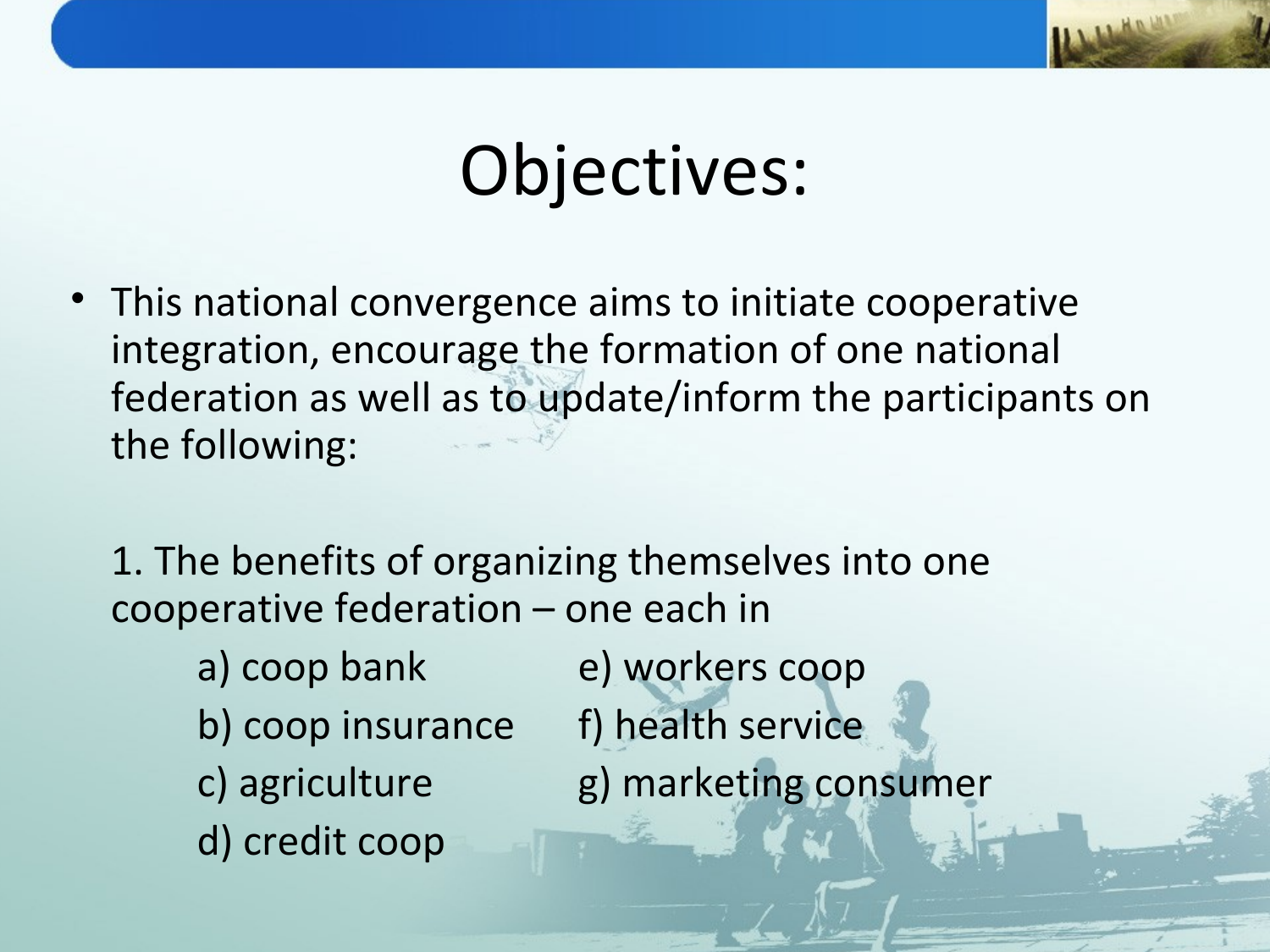# Objectives:

- This national convergence aims to initiate cooperative integration, encourage the formation of one national federation as well as to update/inform the participants on the following:

  1. The benefits of organizing themselves into one cooperative federation – one each in

     a) coop bank
     b) coop insurance
     c) agriculture
     d) credit coop
     e) workers coop
     f) health service
     g) marketing consumer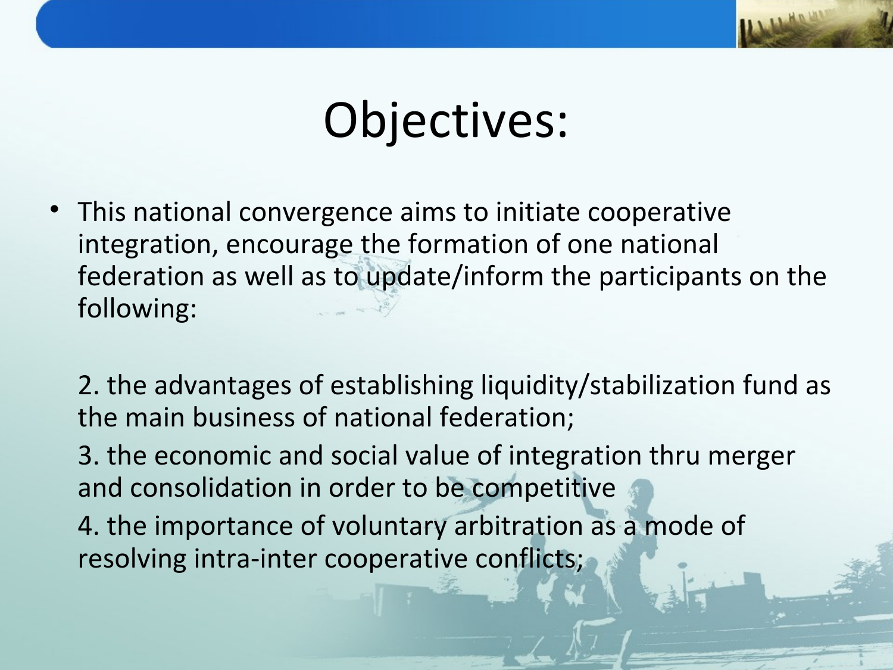# Objectives:

- This national convergence aims to initiate cooperative integration, encourage the formation of one national federation as well as to update/inform the participants on the following:

  2. the advantages of establishing liquidity/stabilization fund as the main business of national federation;

  3. the economic and social value of integration thru merger and consolidation in order to be competitive

  4. the importance of voluntary arbitration as a mode of resolving intra-inter cooperative conflicts;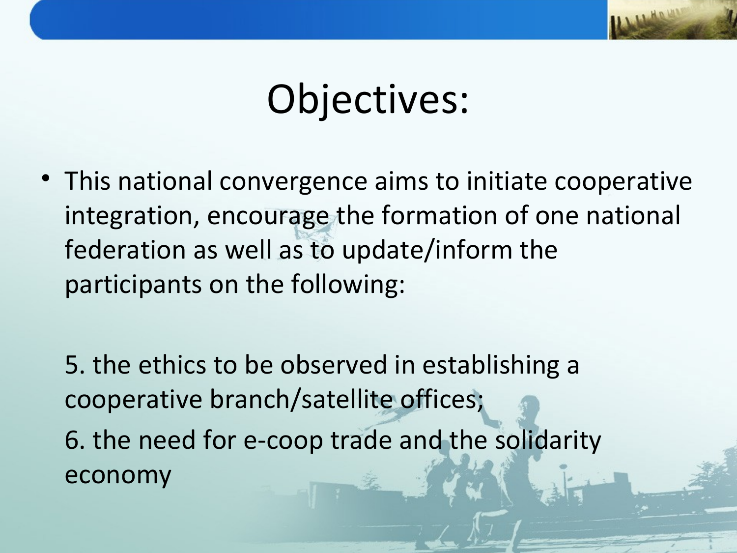# Objectives:

- This national convergence aims to initiate cooperative integration, encourage the formation of one national federation as well as to update/inform the participants on the following:

5. the ethics to be observed in establishing a cooperative branch/satellite offices;

6. the need for e-coop trade and the solidarity economy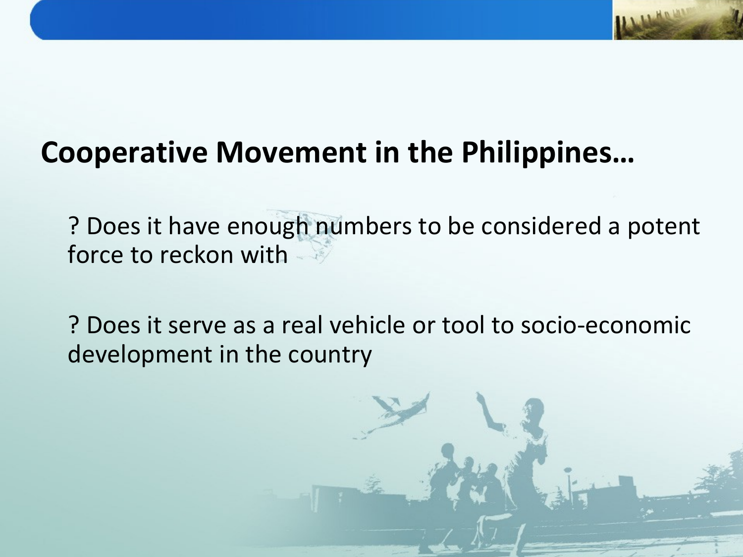## Cooperative Movement in the Philippines…

? Does it have enough numbers to be considered a potent force to reckon with

? Does it serve as a real vehicle or tool to socio-economic development in the country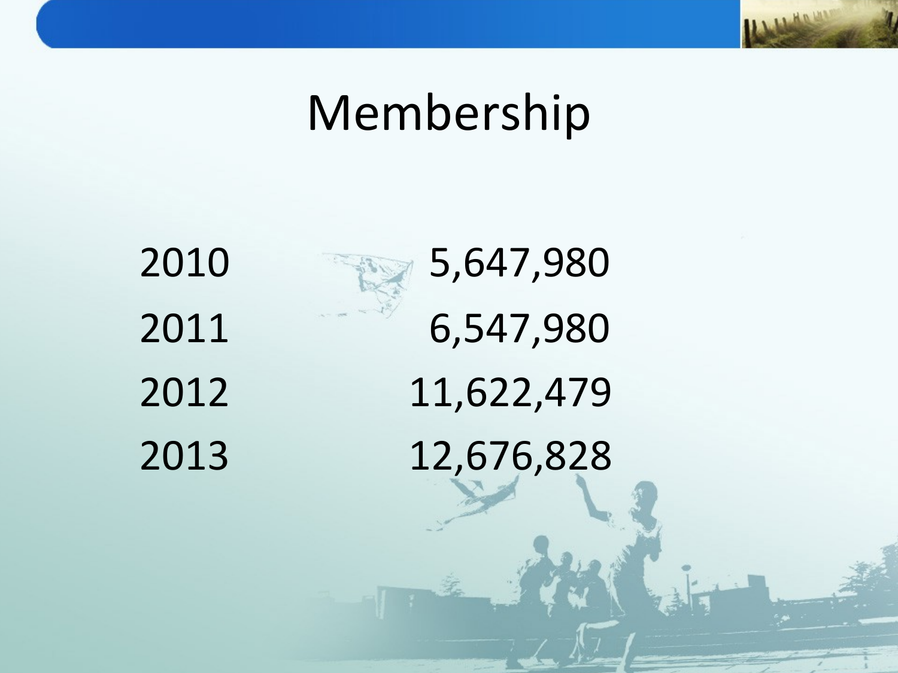# Membership

| | |
|---|---|
| 2010 | 5,647,980 |
| 2011 | 6,547,980 |
| 2012 | 11,622,479 |
| 2013 | 12,676,828 |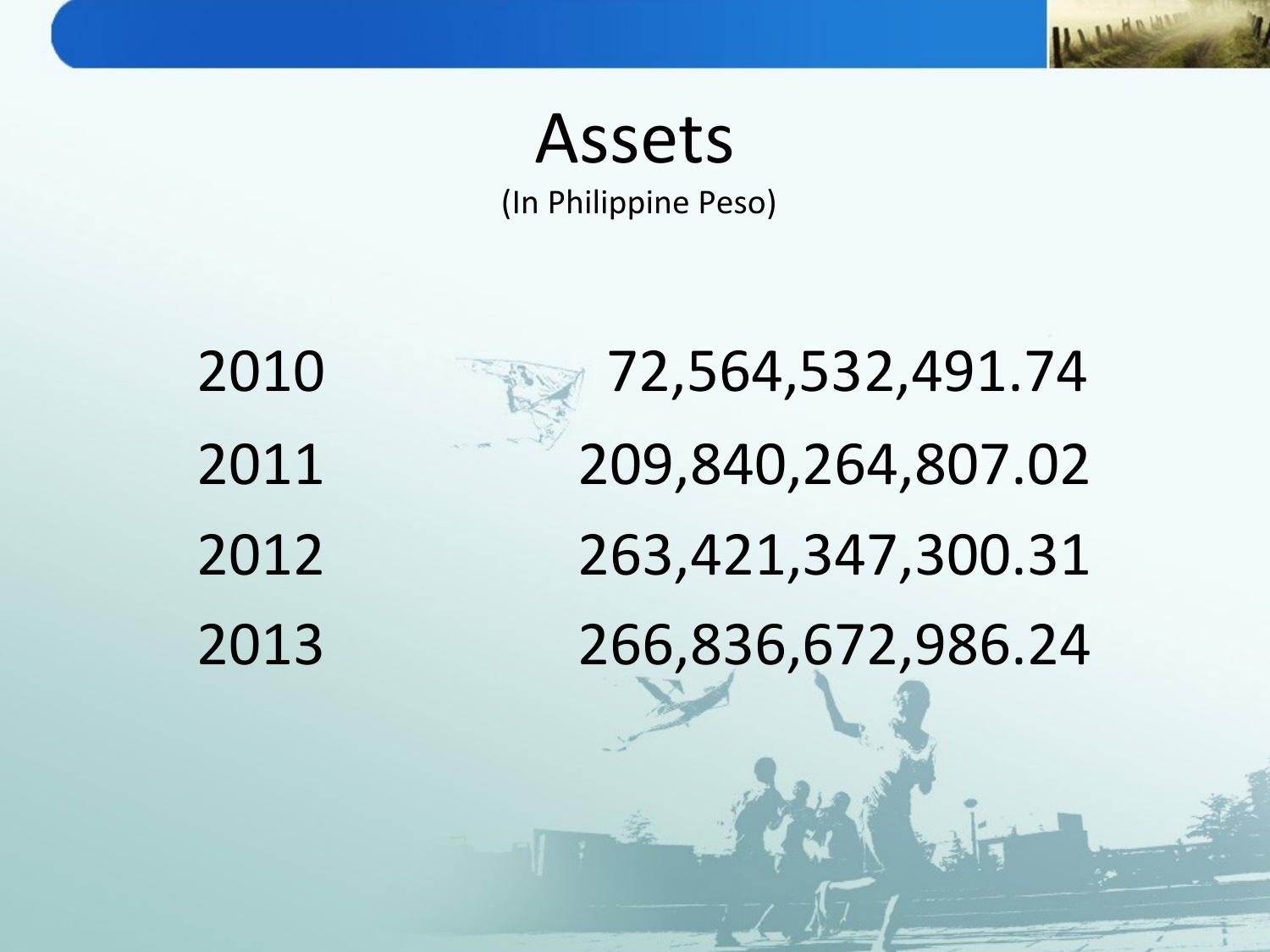# Assets

(In Philippine Peso)

| | |
|---|---|
| 2010 | 72,564,532,491.74 |
| 2011 | 209,840,264,807.02 |
| 2012 | 263,421,347,300.31 |
| 2013 | 266,836,672,986.24 |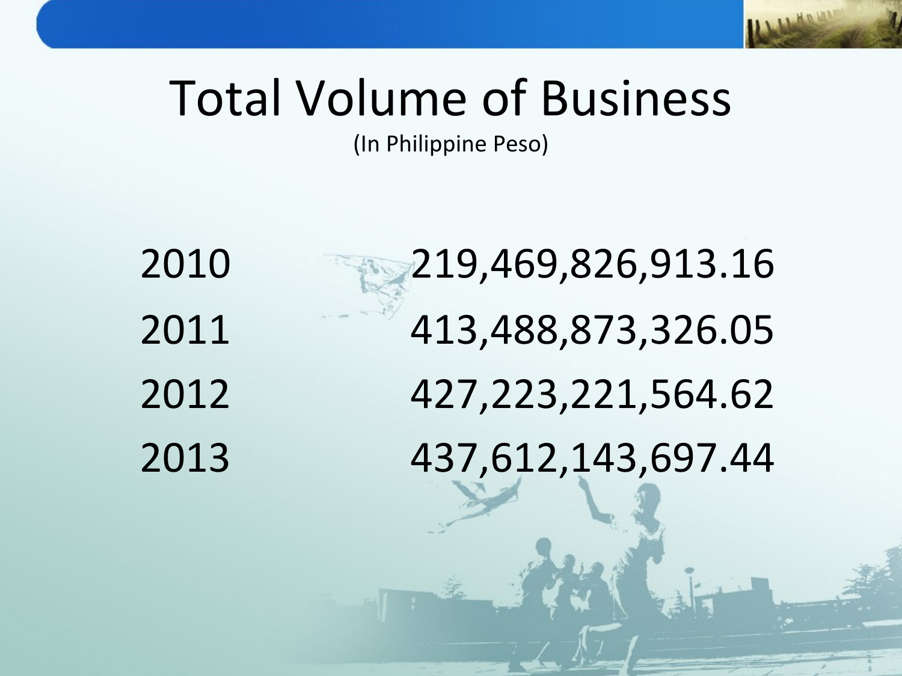# Total Volume of Business

(In Philippine Peso)

| Year | Amount |
|---|---|
| 2010 | 219,469,826,913.16 |
| 2011 | 413,488,873,326.05 |
| 2012 | 427,223,221,564.62 |
| 2013 | 437,612,143,697.44 |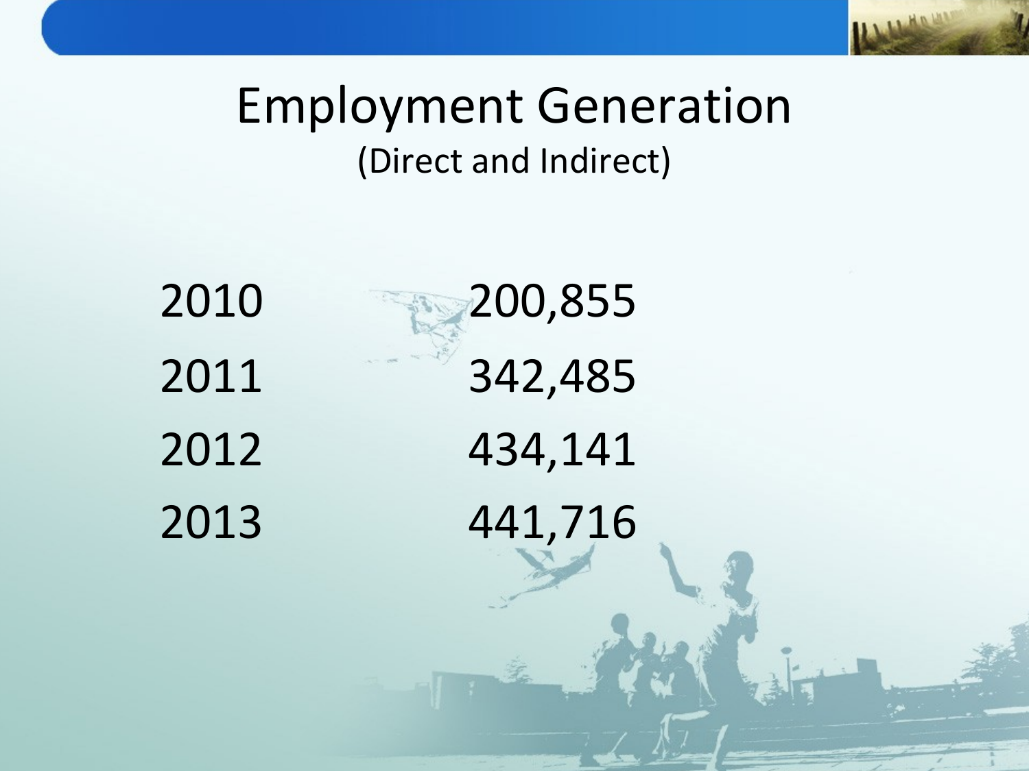# Employment Generation

(Direct and Indirect)

| Year | Employment |
|---|---|
| 2010 | 200,855 |
| 2011 | 342,485 |
| 2012 | 434,141 |
| 2013 | 441,716 |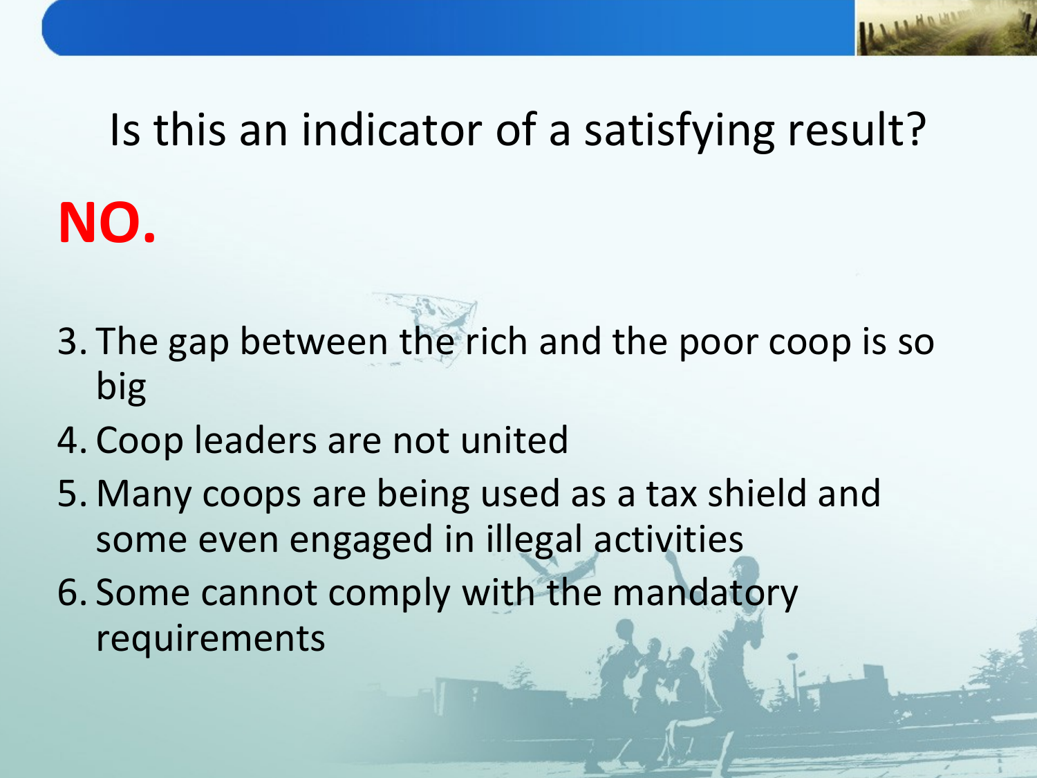## Is this an indicator of a satisfying result?

**NO.**

3. The gap between the rich and the poor coop is so big
4. Coop leaders are not united
5. Many coops are being used as a tax shield and some even engaged in illegal activities
6. Some cannot comply with the mandatory requirements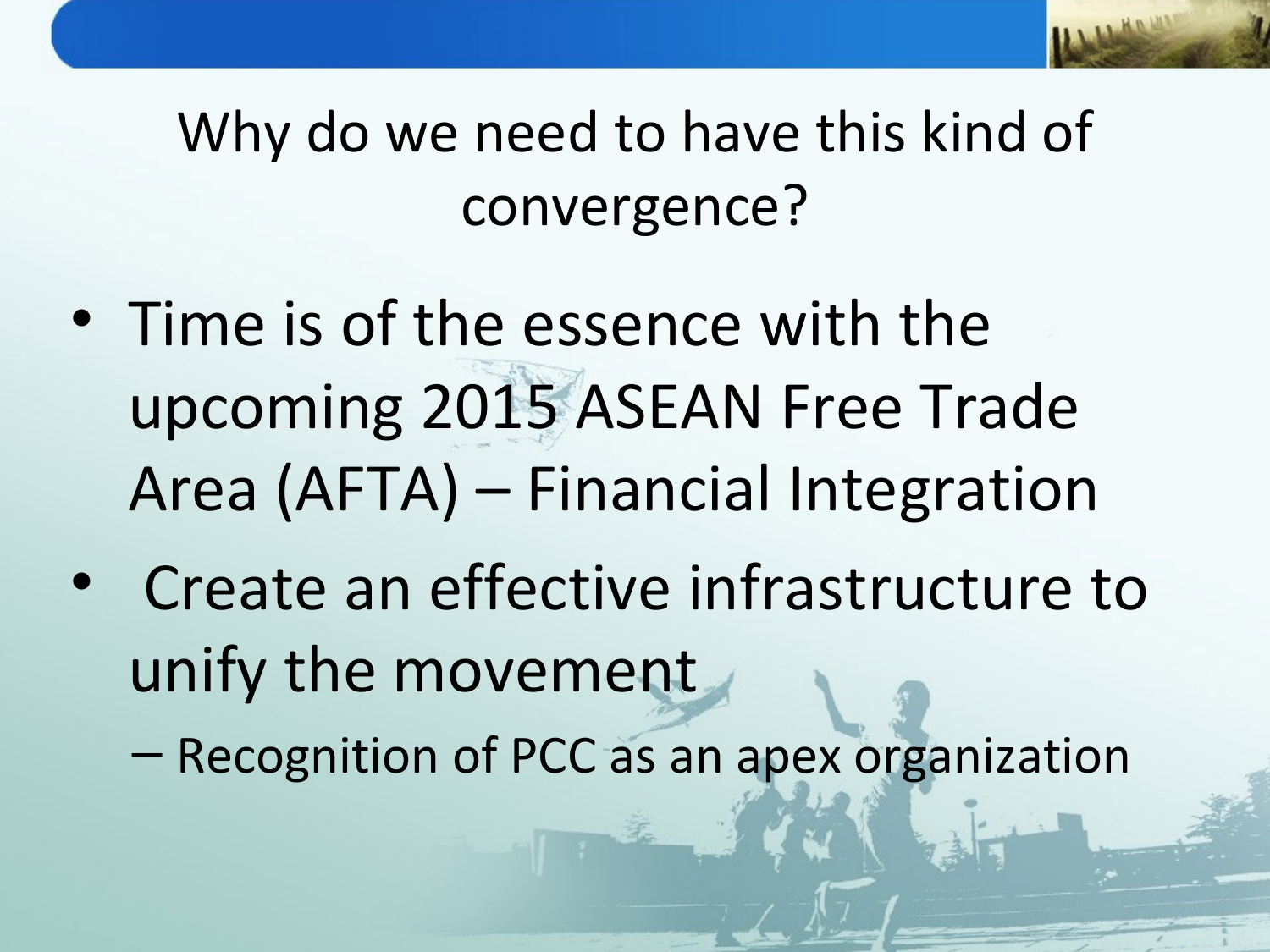# Why do we need to have this kind of convergence?

- Time is of the essence with the upcoming 2015 ASEAN Free Trade Area (AFTA) – Financial Integration
- Create an effective infrastructure to unify the movement
  - Recognition of PCC as an apex organization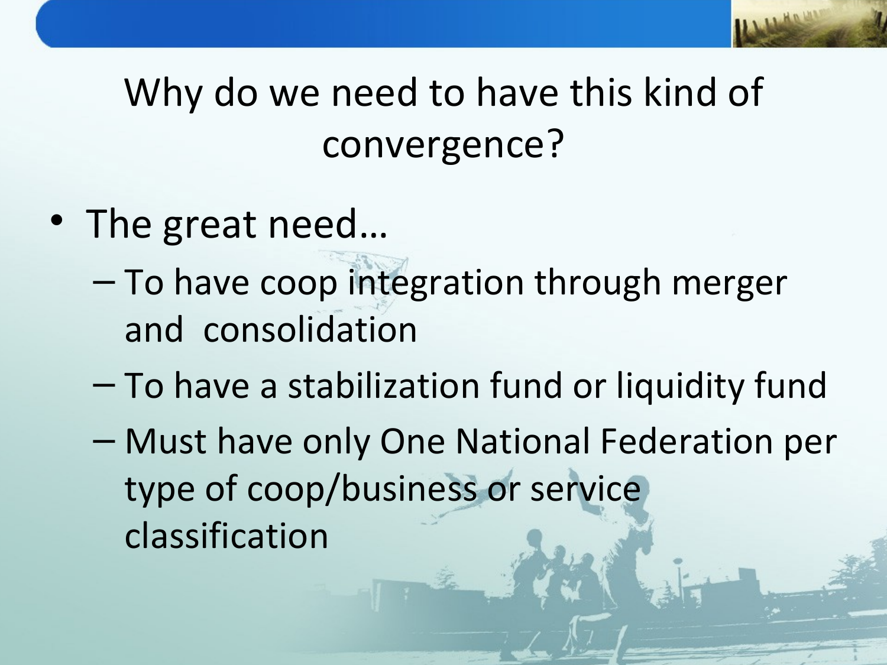# Why do we need to have this kind of convergence?

- The great need…
  - To have coop integration through merger and consolidation
  - To have a stabilization fund or liquidity fund
  - Must have only One National Federation per type of coop/business or service classification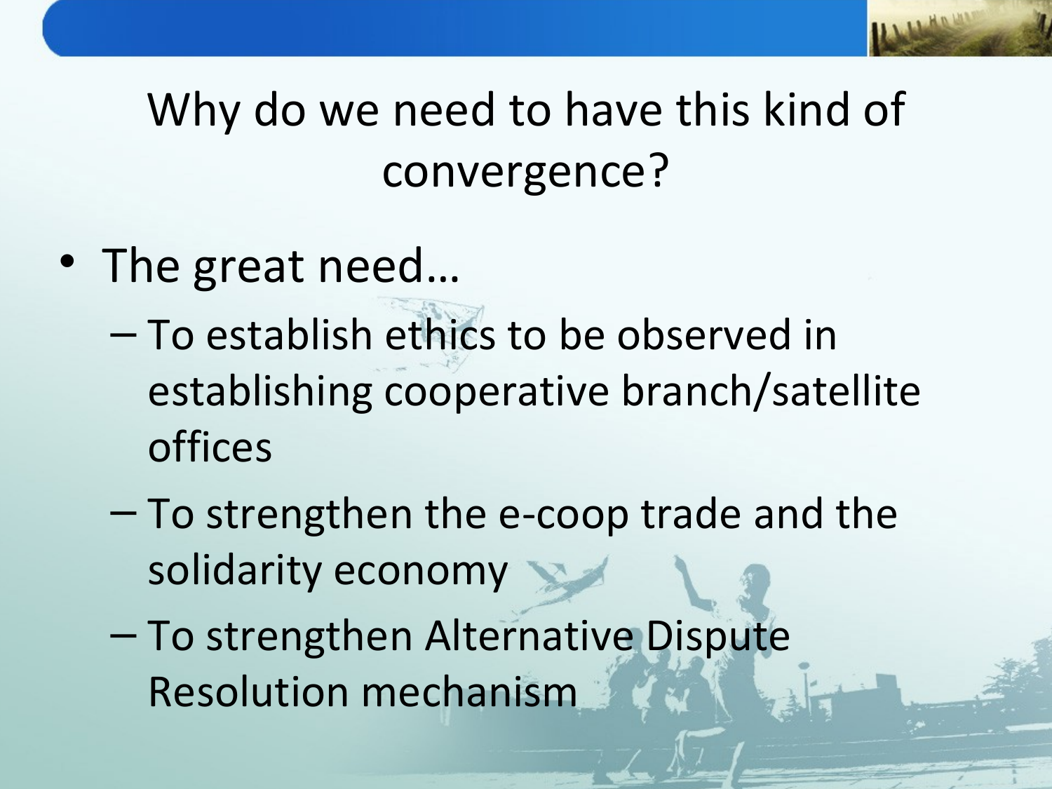# Why do we need to have this kind of convergence?

- The great need…
  - To establish ethics to be observed in establishing cooperative branch/satellite offices
  - To strengthen the e-coop trade and the solidarity economy
  - To strengthen Alternative Dispute Resolution mechanism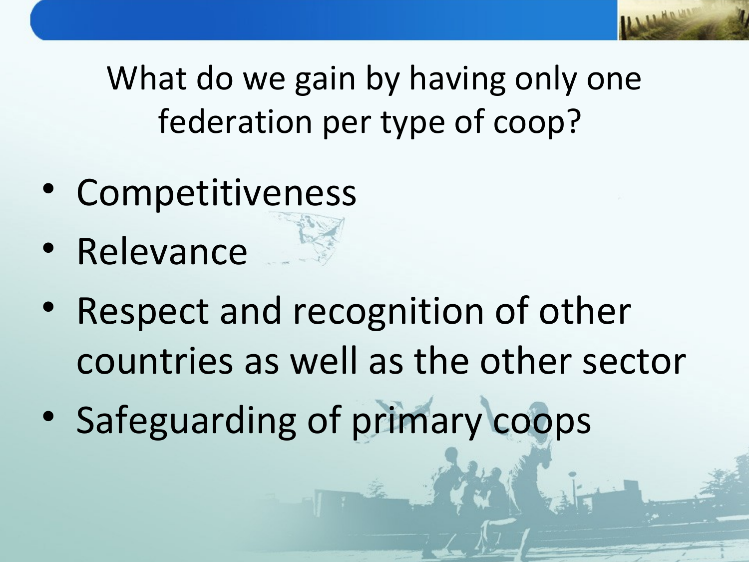# What do we gain by having only one federation per type of coop?

- Competitiveness
- Relevance
- Respect and recognition of other countries as well as the other sector
- Safeguarding of primary coops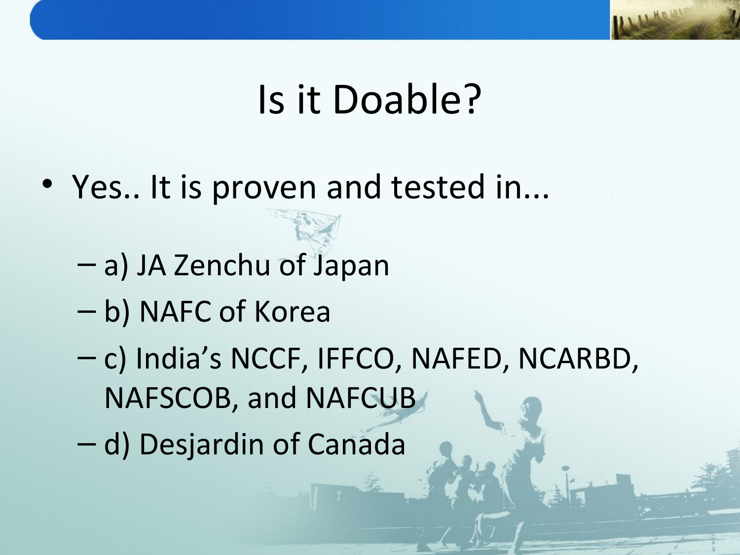# Is it Doable?

- Yes.. It is proven and tested in...
  - a) JA Zenchu of Japan
  - b) NAFC of Korea
  - c) India's NCCF, IFFCO, NAFED, NCARBD, NAFSCOB, and NAFCUB
  - d) Desjardin of Canada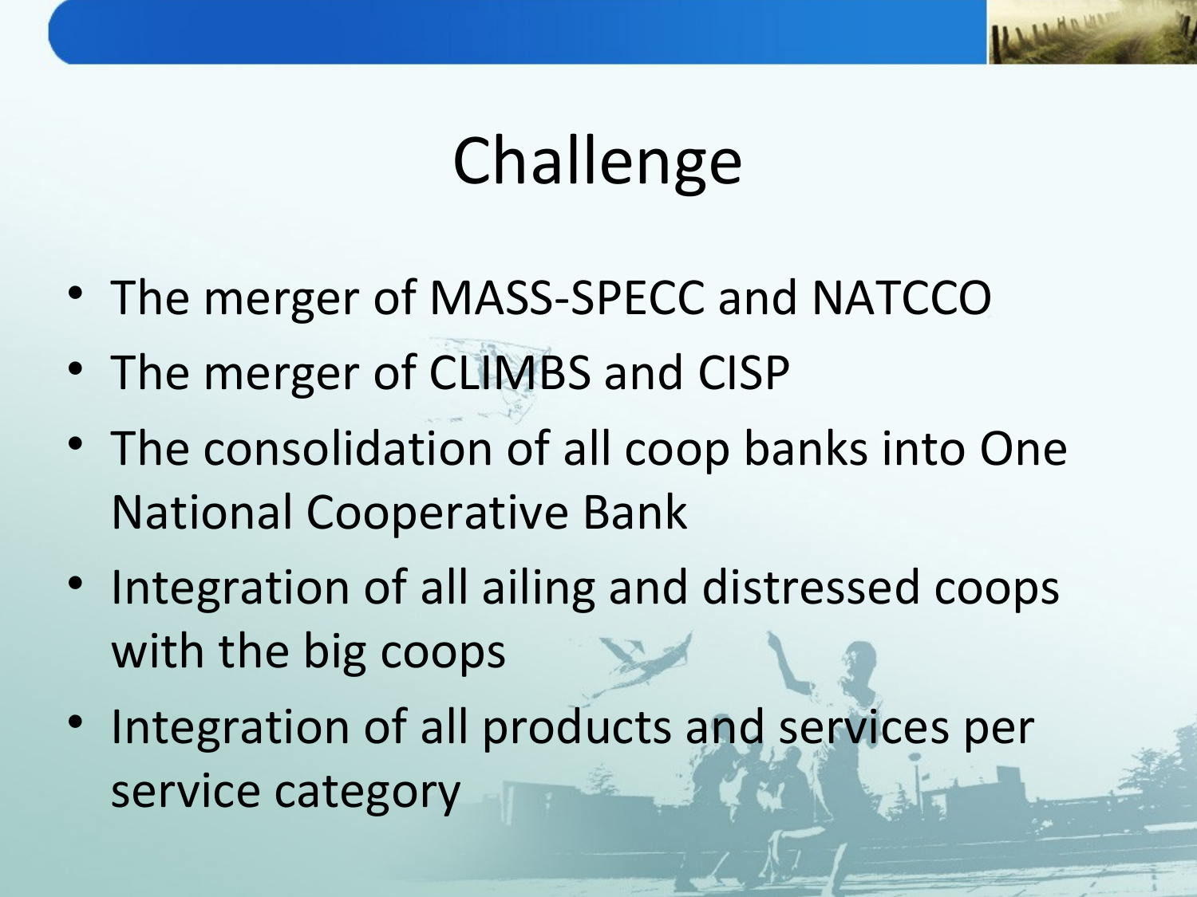# Challenge

- The merger of MASS-SPECC and NATCCO
- The merger of CLIMBS and CISP
- The consolidation of all coop banks into One National Cooperative Bank
- Integration of all ailing and distressed coops with the big coops
- Integration of all products and services per service category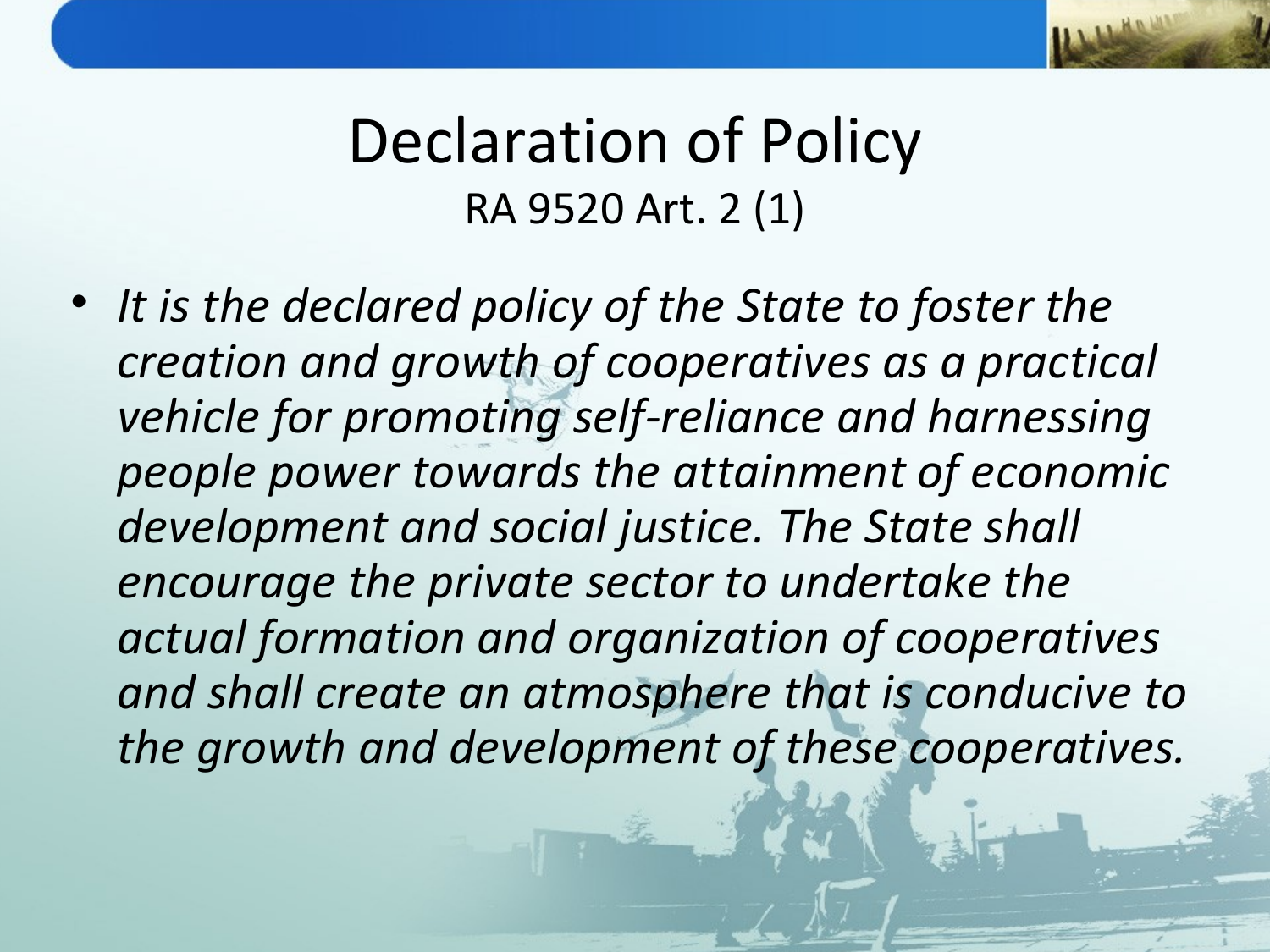# Declaration of Policy

RA 9520 Art. 2 (1)

- *It is the declared policy of the State to foster the creation and growth of cooperatives as a practical vehicle for promoting self-reliance and harnessing people power towards the attainment of economic development and social justice. The State shall encourage the private sector to undertake the actual formation and organization of cooperatives and shall create an atmosphere that is conducive to the growth and development of these cooperatives.*